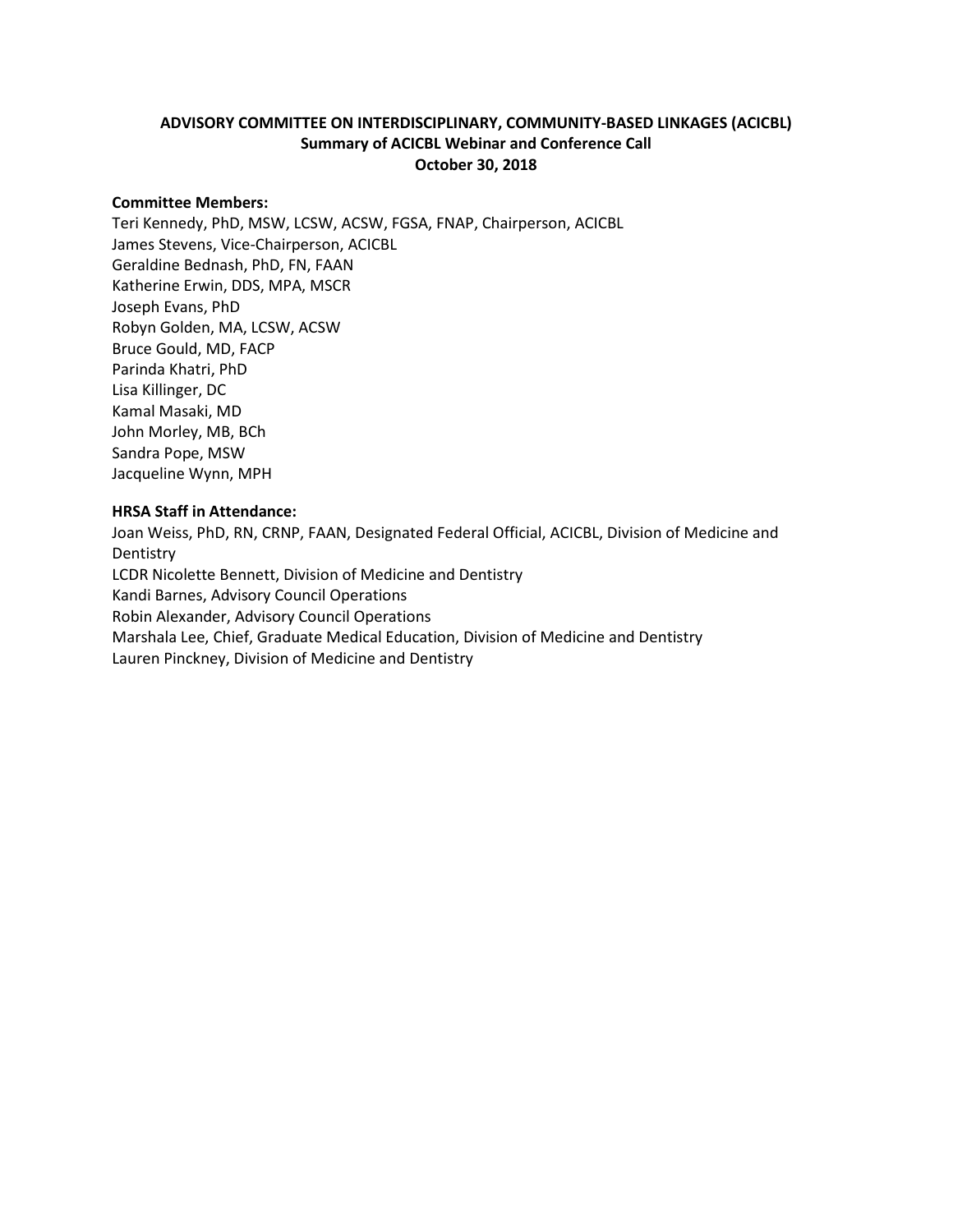# ADVISORY COMMITTEE ON INTERDISCIPLINARY, COMMUNITY-BASED LINKAGES (ACICBL)
## Summary of ACICBL Webinar and Conference Call
## October 30, 2018

**Committee Members:**
Teri Kennedy, PhD, MSW, LCSW, ACSW, FGSA, FNAP, Chairperson, ACICBL
James Stevens, Vice-Chairperson, ACICBL
Geraldine Bednash, PhD, FN, FAAN
Katherine Erwin, DDS, MPA, MSCR
Joseph Evans, PhD
Robyn Golden, MA, LCSW, ACSW
Bruce Gould, MD, FACP
Parinda Khatri, PhD
Lisa Killinger, DC
Kamal Masaki, MD
John Morley, MB, BCh
Sandra Pope, MSW
Jacqueline Wynn, MPH

**HRSA Staff in Attendance:**
Joan Weiss, PhD, RN, CRNP, FAAN, Designated Federal Official, ACICBL, Division of Medicine and Dentistry
LCDR Nicolette Bennett, Division of Medicine and Dentistry
Kandi Barnes, Advisory Council Operations
Robin Alexander, Advisory Council Operations
Marshala Lee, Chief, Graduate Medical Education, Division of Medicine and Dentistry
Lauren Pinckney, Division of Medicine and Dentistry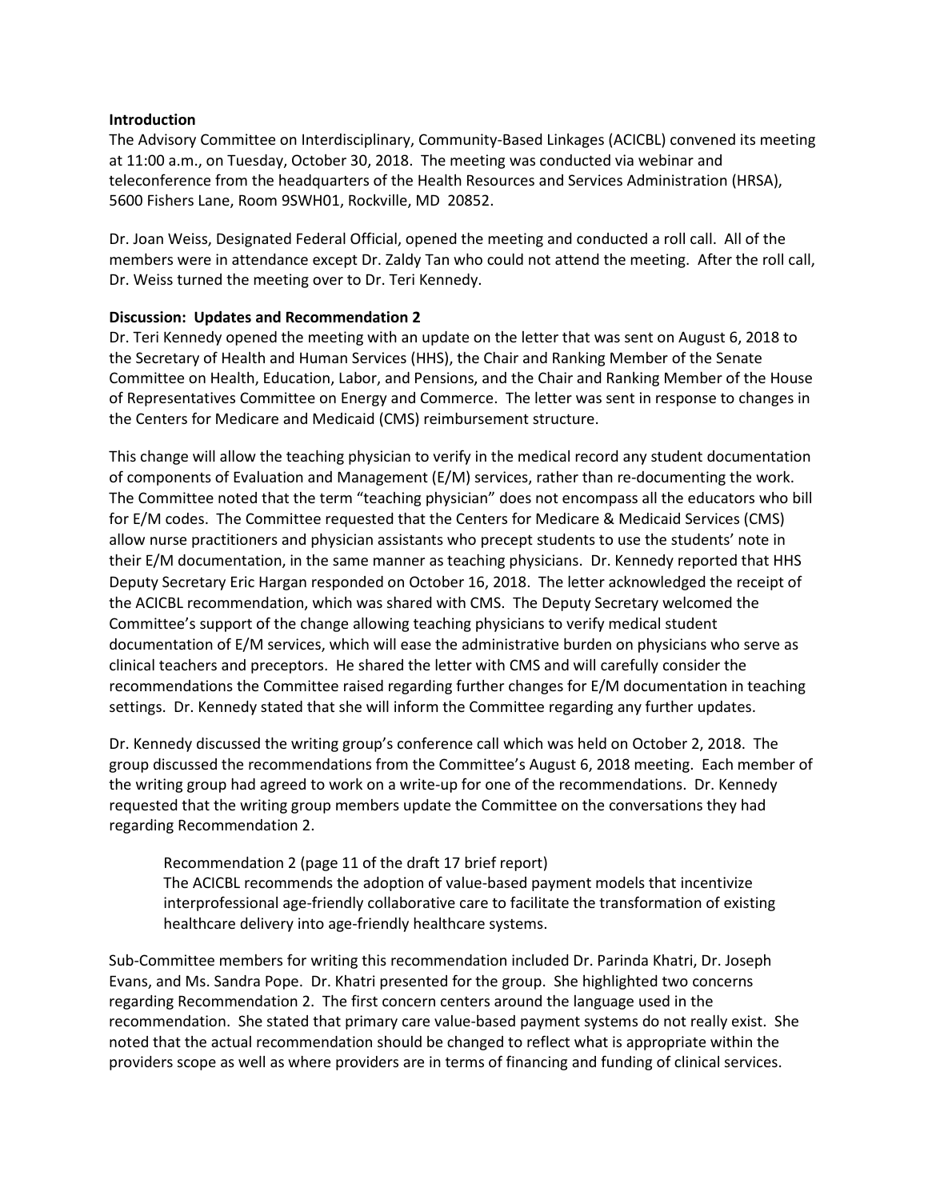**Introduction**

The Advisory Committee on Interdisciplinary, Community-Based Linkages (ACICBL) convened its meeting at 11:00 a.m., on Tuesday, October 30, 2018. The meeting was conducted via webinar and teleconference from the headquarters of the Health Resources and Services Administration (HRSA), 5600 Fishers Lane, Room 9SWH01, Rockville, MD 20852.

Dr. Joan Weiss, Designated Federal Official, opened the meeting and conducted a roll call. All of the members were in attendance except Dr. Zaldy Tan who could not attend the meeting. After the roll call, Dr. Weiss turned the meeting over to Dr. Teri Kennedy.

**Discussion: Updates and Recommendation 2**

Dr. Teri Kennedy opened the meeting with an update on the letter that was sent on August 6, 2018 to the Secretary of Health and Human Services (HHS), the Chair and Ranking Member of the Senate Committee on Health, Education, Labor, and Pensions, and the Chair and Ranking Member of the House of Representatives Committee on Energy and Commerce. The letter was sent in response to changes in the Centers for Medicare and Medicaid (CMS) reimbursement structure.

This change will allow the teaching physician to verify in the medical record any student documentation of components of Evaluation and Management (E/M) services, rather than re-documenting the work. The Committee noted that the term "teaching physician" does not encompass all the educators who bill for E/M codes. The Committee requested that the Centers for Medicare & Medicaid Services (CMS) allow nurse practitioners and physician assistants who precept students to use the students' note in their E/M documentation, in the same manner as teaching physicians. Dr. Kennedy reported that HHS Deputy Secretary Eric Hargan responded on October 16, 2018. The letter acknowledged the receipt of the ACICBL recommendation, which was shared with CMS. The Deputy Secretary welcomed the Committee's support of the change allowing teaching physicians to verify medical student documentation of E/M services, which will ease the administrative burden on physicians who serve as clinical teachers and preceptors. He shared the letter with CMS and will carefully consider the recommendations the Committee raised regarding further changes for E/M documentation in teaching settings. Dr. Kennedy stated that she will inform the Committee regarding any further updates.

Dr. Kennedy discussed the writing group's conference call which was held on October 2, 2018. The group discussed the recommendations from the Committee's August 6, 2018 meeting. Each member of the writing group had agreed to work on a write-up for one of the recommendations. Dr. Kennedy requested that the writing group members update the Committee on the conversations they had regarding Recommendation 2.

> Recommendation 2 (page 11 of the draft 17 brief report)
> The ACICBL recommends the adoption of value-based payment models that incentivize interprofessional age-friendly collaborative care to facilitate the transformation of existing healthcare delivery into age-friendly healthcare systems.

Sub-Committee members for writing this recommendation included Dr. Parinda Khatri, Dr. Joseph Evans, and Ms. Sandra Pope. Dr. Khatri presented for the group. She highlighted two concerns regarding Recommendation 2. The first concern centers around the language used in the recommendation. She stated that primary care value-based payment systems do not really exist. She noted that the actual recommendation should be changed to reflect what is appropriate within the providers scope as well as where providers are in terms of financing and funding of clinical services.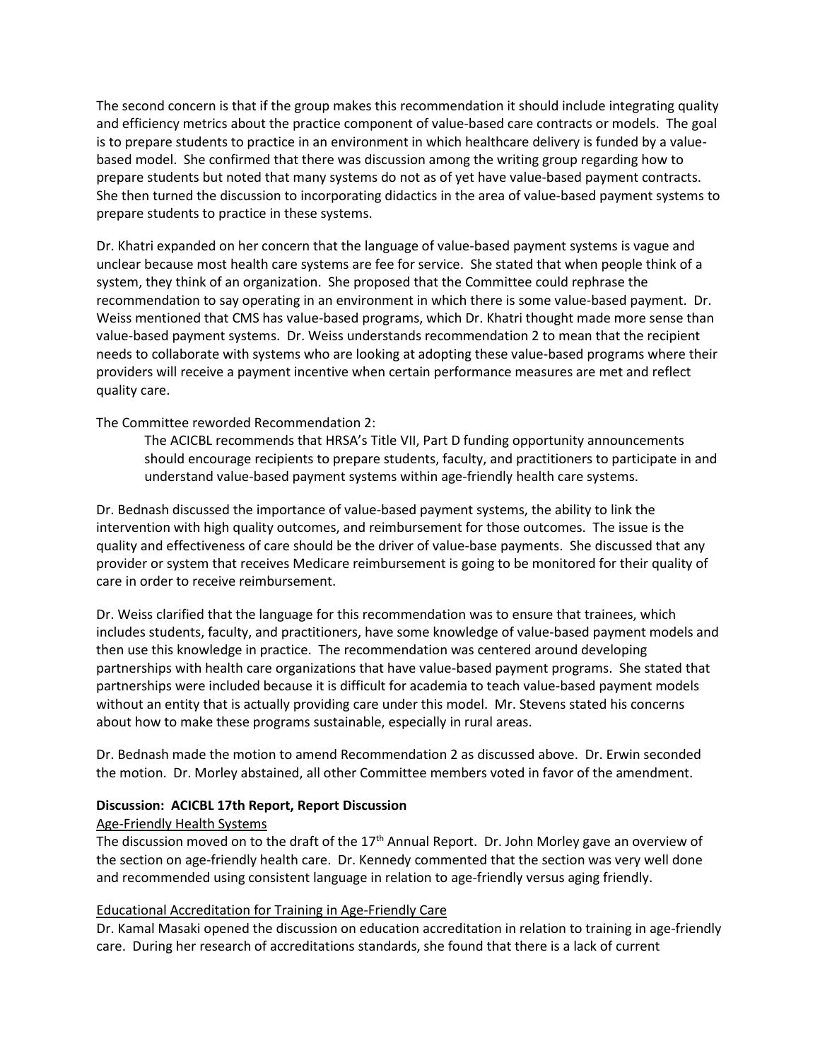The second concern is that if the group makes this recommendation it should include integrating quality and efficiency metrics about the practice component of value-based care contracts or models. The goal is to prepare students to practice in an environment in which healthcare delivery is funded by a value-based model. She confirmed that there was discussion among the writing group regarding how to prepare students but noted that many systems do not as of yet have value-based payment contracts. She then turned the discussion to incorporating didactics in the area of value-based payment systems to prepare students to practice in these systems.

Dr. Khatri expanded on her concern that the language of value-based payment systems is vague and unclear because most health care systems are fee for service. She stated that when people think of a system, they think of an organization. She proposed that the Committee could rephrase the recommendation to say operating in an environment in which there is some value-based payment. Dr. Weiss mentioned that CMS has value-based programs, which Dr. Khatri thought made more sense than value-based payment systems. Dr. Weiss understands recommendation 2 to mean that the recipient needs to collaborate with systems who are looking at adopting these value-based programs where their providers will receive a payment incentive when certain performance measures are met and reflect quality care.

The Committee reworded Recommendation 2:

> The ACICBL recommends that HRSA's Title VII, Part D funding opportunity announcements should encourage recipients to prepare students, faculty, and practitioners to participate in and understand value-based payment systems within age-friendly health care systems.

Dr. Bednash discussed the importance of value-based payment systems, the ability to link the intervention with high quality outcomes, and reimbursement for those outcomes. The issue is the quality and effectiveness of care should be the driver of value-base payments. She discussed that any provider or system that receives Medicare reimbursement is going to be monitored for their quality of care in order to receive reimbursement.

Dr. Weiss clarified that the language for this recommendation was to ensure that trainees, which includes students, faculty, and practitioners, have some knowledge of value-based payment models and then use this knowledge in practice. The recommendation was centered around developing partnerships with health care organizations that have value-based payment programs. She stated that partnerships were included because it is difficult for academia to teach value-based payment models without an entity that is actually providing care under this model. Mr. Stevens stated his concerns about how to make these programs sustainable, especially in rural areas.

Dr. Bednash made the motion to amend Recommendation 2 as discussed above. Dr. Erwin seconded the motion. Dr. Morley abstained, all other Committee members voted in favor of the amendment.

**Discussion: ACICBL 17th Report, Report Discussion**

Age-Friendly Health Systems

The discussion moved on to the draft of the 17th Annual Report. Dr. John Morley gave an overview of the section on age-friendly health care. Dr. Kennedy commented that the section was very well done and recommended using consistent language in relation to age-friendly versus aging friendly.

Educational Accreditation for Training in Age-Friendly Care

Dr. Kamal Masaki opened the discussion on education accreditation in relation to training in age-friendly care. During her research of accreditations standards, she found that there is a lack of current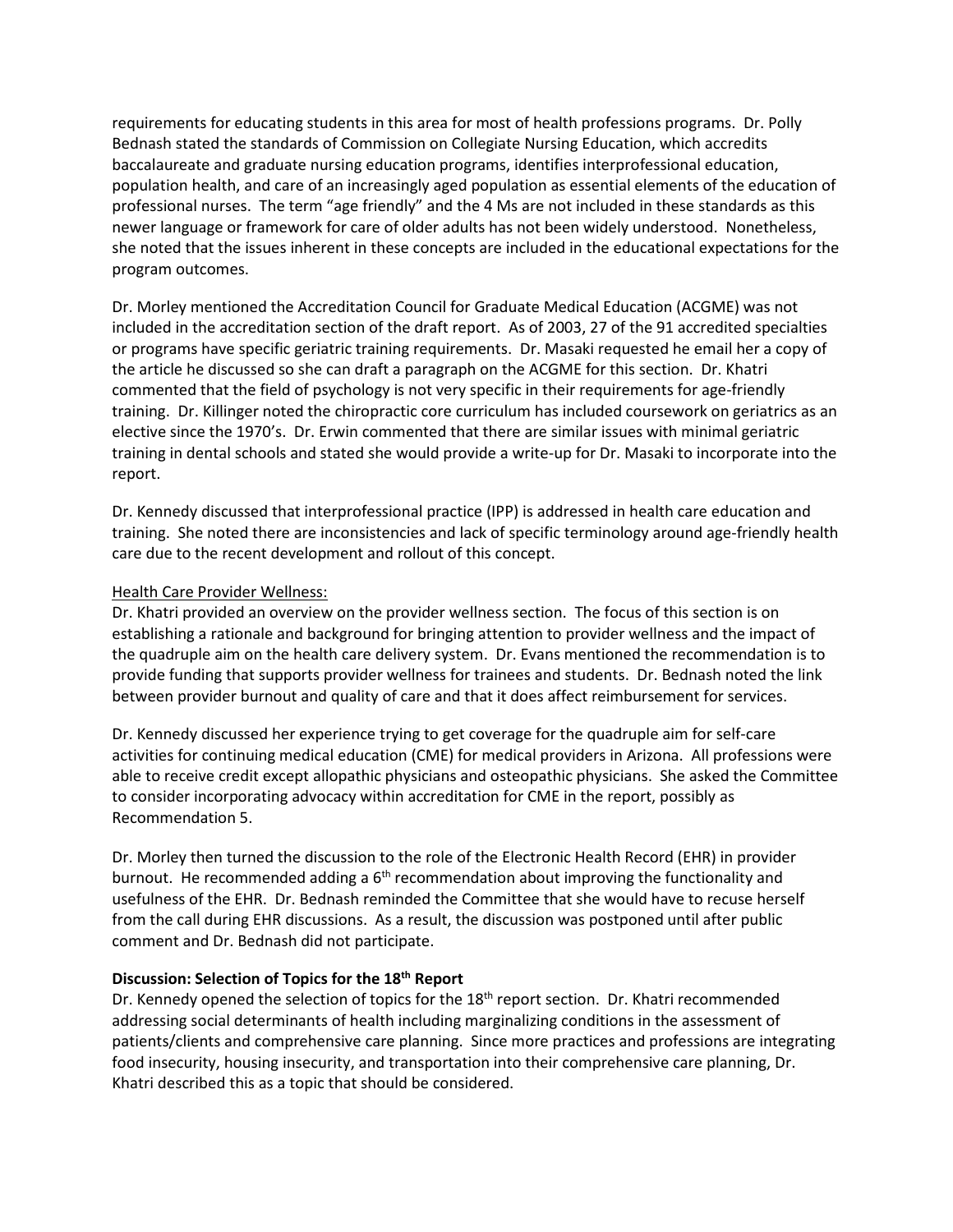requirements for educating students in this area for most of health professions programs. Dr. Polly Bednash stated the standards of Commission on Collegiate Nursing Education, which accredits baccalaureate and graduate nursing education programs, identifies interprofessional education, population health, and care of an increasingly aged population as essential elements of the education of professional nurses. The term "age friendly" and the 4 Ms are not included in these standards as this newer language or framework for care of older adults has not been widely understood. Nonetheless, she noted that the issues inherent in these concepts are included in the educational expectations for the program outcomes.

Dr. Morley mentioned the Accreditation Council for Graduate Medical Education (ACGME) was not included in the accreditation section of the draft report. As of 2003, 27 of the 91 accredited specialties or programs have specific geriatric training requirements. Dr. Masaki requested he email her a copy of the article he discussed so she can draft a paragraph on the ACGME for this section. Dr. Khatri commented that the field of psychology is not very specific in their requirements for age-friendly training. Dr. Killinger noted the chiropractic core curriculum has included coursework on geriatrics as an elective since the 1970's. Dr. Erwin commented that there are similar issues with minimal geriatric training in dental schools and stated she would provide a write-up for Dr. Masaki to incorporate into the report.

Dr. Kennedy discussed that interprofessional practice (IPP) is addressed in health care education and training. She noted there are inconsistencies and lack of specific terminology around age-friendly health care due to the recent development and rollout of this concept.

Health Care Provider Wellness:

Dr. Khatri provided an overview on the provider wellness section. The focus of this section is on establishing a rationale and background for bringing attention to provider wellness and the impact of the quadruple aim on the health care delivery system. Dr. Evans mentioned the recommendation is to provide funding that supports provider wellness for trainees and students. Dr. Bednash noted the link between provider burnout and quality of care and that it does affect reimbursement for services.

Dr. Kennedy discussed her experience trying to get coverage for the quadruple aim for self-care activities for continuing medical education (CME) for medical providers in Arizona. All professions were able to receive credit except allopathic physicians and osteopathic physicians. She asked the Committee to consider incorporating advocacy within accreditation for CME in the report, possibly as Recommendation 5.

Dr. Morley then turned the discussion to the role of the Electronic Health Record (EHR) in provider burnout. He recommended adding a 6th recommendation about improving the functionality and usefulness of the EHR. Dr. Bednash reminded the Committee that she would have to recuse herself from the call during EHR discussions. As a result, the discussion was postponed until after public comment and Dr. Bednash did not participate.

**Discussion: Selection of Topics for the 18th Report**

Dr. Kennedy opened the selection of topics for the 18th report section. Dr. Khatri recommended addressing social determinants of health including marginalizing conditions in the assessment of patients/clients and comprehensive care planning. Since more practices and professions are integrating food insecurity, housing insecurity, and transportation into their comprehensive care planning, Dr. Khatri described this as a topic that should be considered.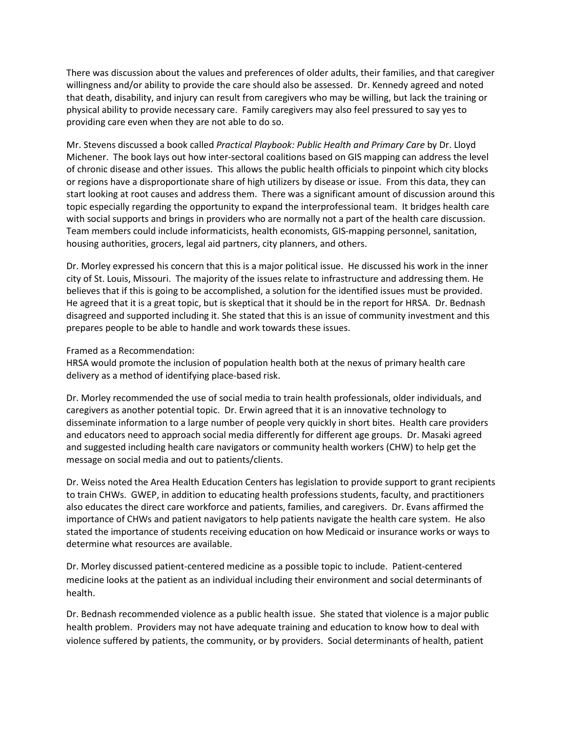There was discussion about the values and preferences of older adults, their families, and that caregiver willingness and/or ability to provide the care should also be assessed. Dr. Kennedy agreed and noted that death, disability, and injury can result from caregivers who may be willing, but lack the training or physical ability to provide necessary care. Family caregivers may also feel pressured to say yes to providing care even when they are not able to do so.

Mr. Stevens discussed a book called *Practical Playbook: Public Health and Primary Care* by Dr. Lloyd Michener. The book lays out how inter-sectoral coalitions based on GIS mapping can address the level of chronic disease and other issues. This allows the public health officials to pinpoint which city blocks or regions have a disproportionate share of high utilizers by disease or issue. From this data, they can start looking at root causes and address them. There was a significant amount of discussion around this topic especially regarding the opportunity to expand the interprofessional team. It bridges health care with social supports and brings in providers who are normally not a part of the health care discussion. Team members could include informaticists, health economists, GIS-mapping personnel, sanitation, housing authorities, grocers, legal aid partners, city planners, and others.

Dr. Morley expressed his concern that this is a major political issue. He discussed his work in the inner city of St. Louis, Missouri. The majority of the issues relate to infrastructure and addressing them. He believes that if this is going to be accomplished, a solution for the identified issues must be provided. He agreed that it is a great topic, but is skeptical that it should be in the report for HRSA. Dr. Bednash disagreed and supported including it. She stated that this is an issue of community investment and this prepares people to be able to handle and work towards these issues.

Framed as a Recommendation:
HRSA would promote the inclusion of population health both at the nexus of primary health care delivery as a method of identifying place-based risk.

Dr. Morley recommended the use of social media to train health professionals, older individuals, and caregivers as another potential topic. Dr. Erwin agreed that it is an innovative technology to disseminate information to a large number of people very quickly in short bites. Health care providers and educators need to approach social media differently for different age groups. Dr. Masaki agreed and suggested including health care navigators or community health workers (CHW) to help get the message on social media and out to patients/clients.

Dr. Weiss noted the Area Health Education Centers has legislation to provide support to grant recipients to train CHWs. GWEP, in addition to educating health professions students, faculty, and practitioners also educates the direct care workforce and patients, families, and caregivers. Dr. Evans affirmed the importance of CHWs and patient navigators to help patients navigate the health care system. He also stated the importance of students receiving education on how Medicaid or insurance works or ways to determine what resources are available.

Dr. Morley discussed patient-centered medicine as a possible topic to include. Patient-centered medicine looks at the patient as an individual including their environment and social determinants of health.

Dr. Bednash recommended violence as a public health issue. She stated that violence is a major public health problem. Providers may not have adequate training and education to know how to deal with violence suffered by patients, the community, or by providers. Social determinants of health, patient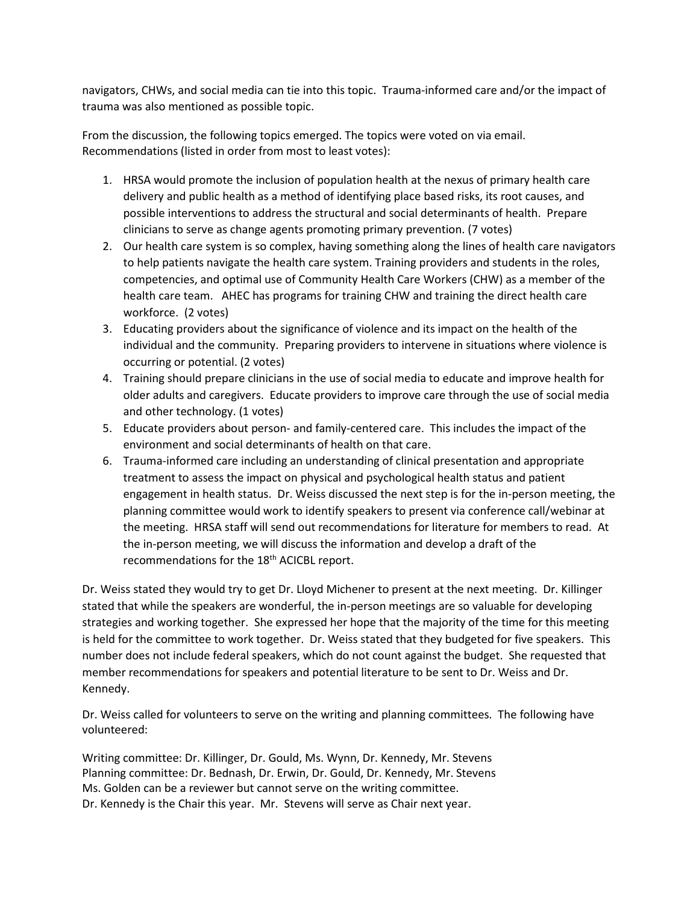navigators, CHWs, and social media can tie into this topic. Trauma-informed care and/or the impact of trauma was also mentioned as possible topic.

From the discussion, the following topics emerged. The topics were voted on via email. Recommendations (listed in order from most to least votes):

1. HRSA would promote the inclusion of population health at the nexus of primary health care delivery and public health as a method of identifying place based risks, its root causes, and possible interventions to address the structural and social determinants of health. Prepare clinicians to serve as change agents promoting primary prevention. (7 votes)
2. Our health care system is so complex, having something along the lines of health care navigators to help patients navigate the health care system. Training providers and students in the roles, competencies, and optimal use of Community Health Care Workers (CHW) as a member of the health care team. AHEC has programs for training CHW and training the direct health care workforce. (2 votes)
3. Educating providers about the significance of violence and its impact on the health of the individual and the community. Preparing providers to intervene in situations where violence is occurring or potential. (2 votes)
4. Training should prepare clinicians in the use of social media to educate and improve health for older adults and caregivers. Educate providers to improve care through the use of social media and other technology. (1 votes)
5. Educate providers about person- and family-centered care. This includes the impact of the environment and social determinants of health on that care.
6. Trauma-informed care including an understanding of clinical presentation and appropriate treatment to assess the impact on physical and psychological health status and patient engagement in health status. Dr. Weiss discussed the next step is for the in-person meeting, the planning committee would work to identify speakers to present via conference call/webinar at the meeting. HRSA staff will send out recommendations for literature for members to read. At the in-person meeting, we will discuss the information and develop a draft of the recommendations for the 18th ACICBL report.

Dr. Weiss stated they would try to get Dr. Lloyd Michener to present at the next meeting. Dr. Killinger stated that while the speakers are wonderful, the in-person meetings are so valuable for developing strategies and working together. She expressed her hope that the majority of the time for this meeting is held for the committee to work together. Dr. Weiss stated that they budgeted for five speakers. This number does not include federal speakers, which do not count against the budget. She requested that member recommendations for speakers and potential literature to be sent to Dr. Weiss and Dr. Kennedy.

Dr. Weiss called for volunteers to serve on the writing and planning committees. The following have volunteered:

Writing committee: Dr. Killinger, Dr. Gould, Ms. Wynn, Dr. Kennedy, Mr. Stevens
Planning committee: Dr. Bednash, Dr. Erwin, Dr. Gould, Dr. Kennedy, Mr. Stevens
Ms. Golden can be a reviewer but cannot serve on the writing committee.
Dr. Kennedy is the Chair this year. Mr. Stevens will serve as Chair next year.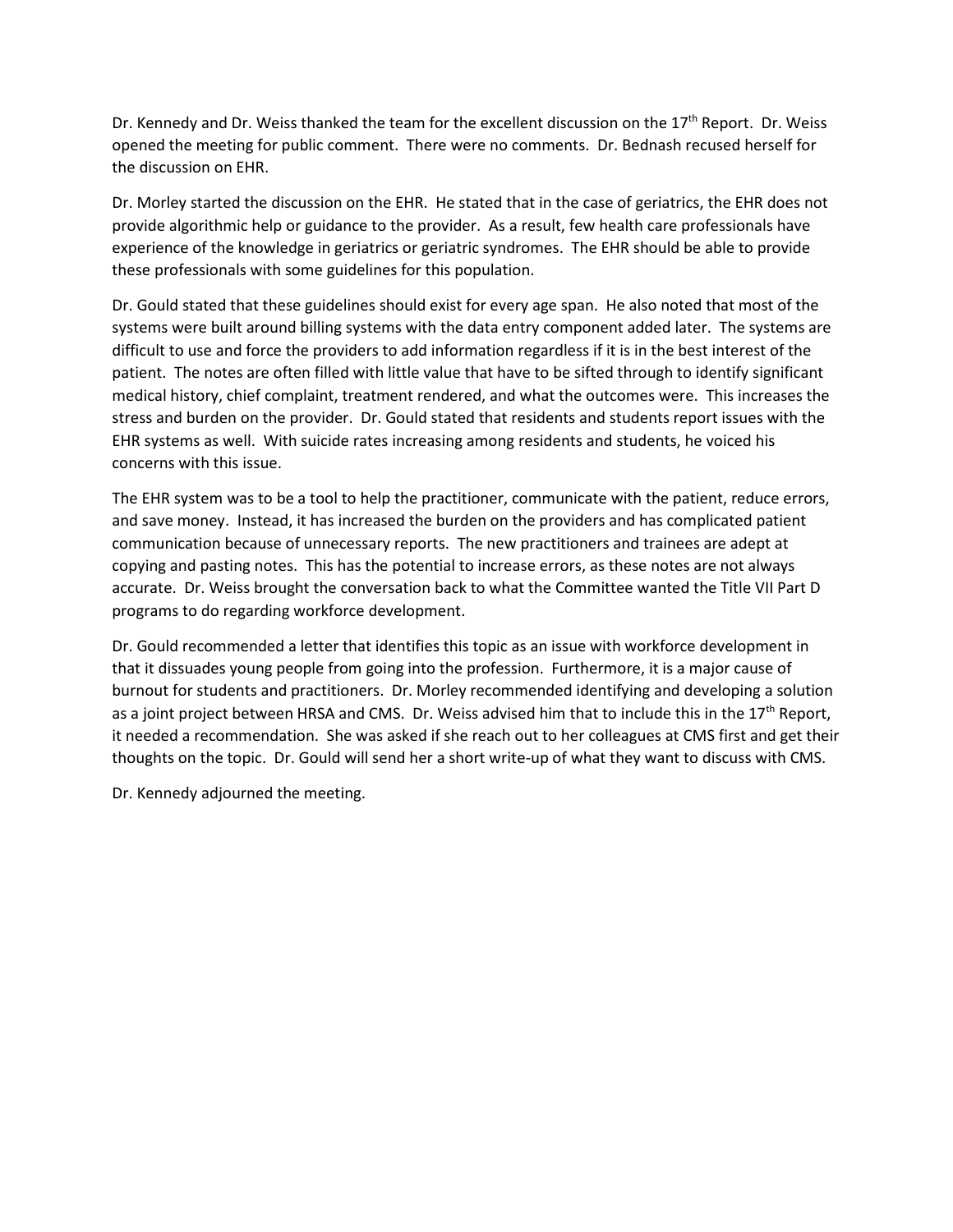Dr. Kennedy and Dr. Weiss thanked the team for the excellent discussion on the 17th Report. Dr. Weiss opened the meeting for public comment. There were no comments. Dr. Bednash recused herself for the discussion on EHR.

Dr. Morley started the discussion on the EHR. He stated that in the case of geriatrics, the EHR does not provide algorithmic help or guidance to the provider. As a result, few health care professionals have experience of the knowledge in geriatrics or geriatric syndromes. The EHR should be able to provide these professionals with some guidelines for this population.

Dr. Gould stated that these guidelines should exist for every age span. He also noted that most of the systems were built around billing systems with the data entry component added later. The systems are difficult to use and force the providers to add information regardless if it is in the best interest of the patient. The notes are often filled with little value that have to be sifted through to identify significant medical history, chief complaint, treatment rendered, and what the outcomes were. This increases the stress and burden on the provider. Dr. Gould stated that residents and students report issues with the EHR systems as well. With suicide rates increasing among residents and students, he voiced his concerns with this issue.

The EHR system was to be a tool to help the practitioner, communicate with the patient, reduce errors, and save money. Instead, it has increased the burden on the providers and has complicated patient communication because of unnecessary reports. The new practitioners and trainees are adept at copying and pasting notes. This has the potential to increase errors, as these notes are not always accurate. Dr. Weiss brought the conversation back to what the Committee wanted the Title VII Part D programs to do regarding workforce development.

Dr. Gould recommended a letter that identifies this topic as an issue with workforce development in that it dissuades young people from going into the profession. Furthermore, it is a major cause of burnout for students and practitioners. Dr. Morley recommended identifying and developing a solution as a joint project between HRSA and CMS. Dr. Weiss advised him that to include this in the 17th Report, it needed a recommendation. She was asked if she reach out to her colleagues at CMS first and get their thoughts on the topic. Dr. Gould will send her a short write-up of what they want to discuss with CMS.

Dr. Kennedy adjourned the meeting.